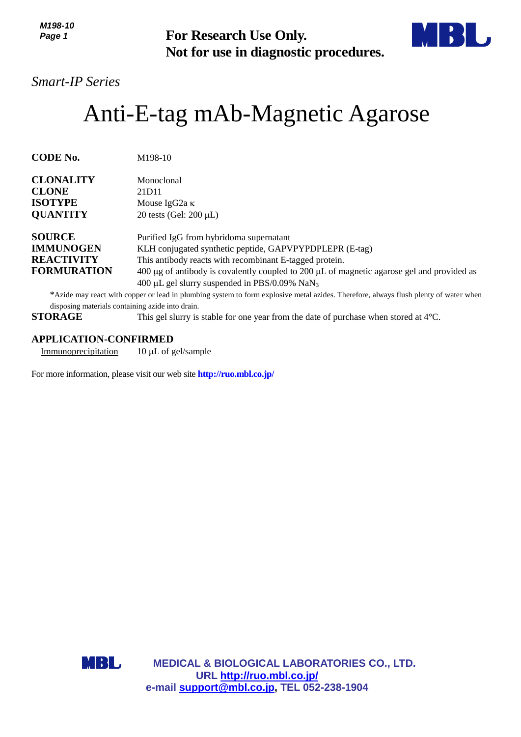**For Research Use Only.**
**Not for use in diagnostic procedures.**

*Smart-IP Series*

# Anti-E-tag mAb-Magnetic Agarose

**CODE No.** M198-10

**CLONALITY** Monoclonal
**CLONE** 21D11
**ISOTYPE** Mouse IgG2a κ
**QUANTITY** 20 tests (Gel: 200 μL)

**SOURCE** Purified IgG from hybridoma supernatant
**IMMUNOGEN** KLH conjugated synthetic peptide, GAPVPYPDPLEPR (E-tag)
**REACTIVITY** This antibody reacts with recombinant E-tagged protein.
**FORMURATION** 400 μg of antibody is covalently coupled to 200 μL of magnetic agarose gel and provided as 400 μL gel slurry suspended in PBS/0.09% $NaN_3$

*Azide may react with copper or lead in plumbing system to form explosive metal azides. Therefore, always flush plenty of water when disposing materials containing azide into drain.

**STORAGE** This gel slurry is stable for one year from the date of purchase when stored at 4°C.

**APPLICATION-CONFIRMED**

Immunoprecipitation 10 μL of gel/sample

For more information, please visit our web site **http://ruo.mbl.co.jp/**

**MEDICAL & BIOLOGICAL LABORATORIES CO., LTD.**
**URL http://ruo.mbl.co.jp/**
**e-mail support@mbl.co.jp, TEL 052-238-1904**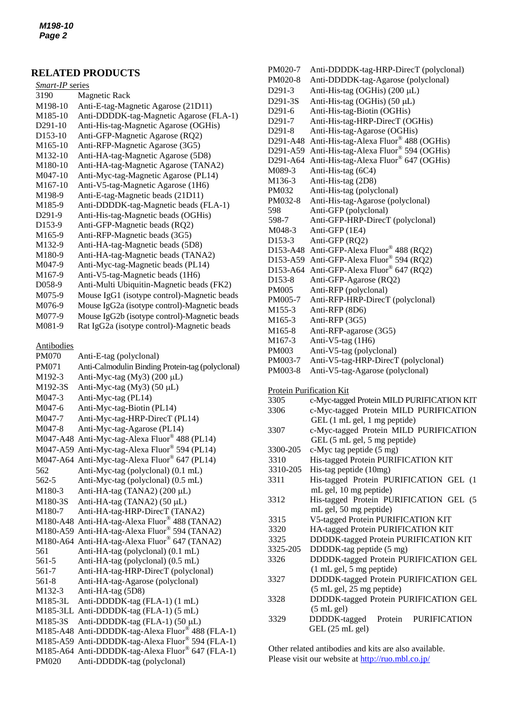## RELATED PRODUCTS

*Smart-IP* series

| | |
|---|---|
| 3190 | Magnetic Rack |
| M198-10 | Anti-E-tag-Magnetic Agarose (21D11) |
| M185-10 | Anti-DDDDK-tag-Magnetic Agarose (FLA-1) |
| D291-10 | Anti-His-tag-Magnetic Agarose (OGHis) |
| D153-10 | Anti-GFP-Magnetic Agarose (RQ2) |
| M165-10 | Anti-RFP-Magnetic Agarose (3G5) |
| M132-10 | Anti-HA-tag-Magnetic Agarose (5D8) |
| M180-10 | Anti-HA-tag-Magnetic Agarose (TANA2) |
| M047-10 | Anti-Myc-tag-Magnetic Agarose (PL14) |
| M167-10 | Anti-V5-tag-Magnetic Agarose (1H6) |
| M198-9 | Anti-E-tag-Magnetic beads (21D11) |
| M185-9 | Anti-DDDDK-tag-Magnetic beads (FLA-1) |
| D291-9 | Anti-His-tag-Magnetic beads (OGHis) |
| D153-9 | Anti-GFP-Magnetic beads (RQ2) |
| M165-9 | Anti-RFP-Magnetic beads (3G5) |
| M132-9 | Anti-HA-tag-Magnetic beads (5D8) |
| M180-9 | Anti-HA-tag-Magnetic beads (TANA2) |
| M047-9 | Anti-Myc-tag-Magnetic beads (PL14) |
| M167-9 | Anti-V5-tag-Magnetic beads (1H6) |
| D058-9 | Anti-Multi Ubiquitin-Magnetic beads (FK2) |
| M075-9 | Mouse IgG1 (isotype control)-Magnetic beads |
| M076-9 | Mouse IgG2a (isotype control)-Magnetic beads |
| M077-9 | Mouse IgG2b (isotype control)-Magnetic beads |
| M081-9 | Rat IgG2a (isotype control)-Magnetic beads |

Antibodies

| | |
|---|---|
| PM070 | Anti-E-tag (polyclonal) |
| PM071 | Anti-Calmodulin Binding Protein-tag (polyclonal) |
| M192-3 | Anti-Myc-tag (My3) (200 μL) |
| M192-3S | Anti-Myc-tag (My3) (50 μL) |
| M047-3 | Anti-Myc-tag (PL14) |
| M047-6 | Anti-Myc-tag-Biotin (PL14) |
| M047-7 | Anti-Myc-tag-HRP-DirecT (PL14) |
| M047-8 | Anti-Myc-tag-Agarose (PL14) |
| M047-A48 | Anti-Myc-tag-Alexa Fluor® 488 (PL14) |
| M047-A59 | Anti-Myc-tag-Alexa Fluor® 594 (PL14) |
| M047-A64 | Anti-Myc-tag-Alexa Fluor® 647 (PL14) |
| 562 | Anti-Myc-tag (polyclonal) (0.1 mL) |
| 562-5 | Anti-Myc-tag (polyclonal) (0.5 mL) |
| M180-3 | Anti-HA-tag (TANA2) (200 μL) |
| M180-3S | Anti-HA-tag (TANA2) (50 μL) |
| M180-7 | Anti-HA-tag-HRP-DirecT (TANA2) |
| M180-A48 | Anti-HA-tag-Alexa Fluor® 488 (TANA2) |
| M180-A59 | Anti-HA-tag-Alexa Fluor® 594 (TANA2) |
| M180-A64 | Anti-HA-tag-Alexa Fluor® 647 (TANA2) |
| 561 | Anti-HA-tag (polyclonal) (0.1 mL) |
| 561-5 | Anti-HA-tag (polyclonal) (0.5 mL) |
| 561-7 | Anti-HA-tag-HRP-DirecT (polyclonal) |
| 561-8 | Anti-HA-tag-Agarose (polyclonal) |
| M132-3 | Anti-HA-tag (5D8) |
| M185-3L | Anti-DDDDK-tag (FLA-1) (1 mL) |
| M185-3LL | Anti-DDDDK-tag (FLA-1) (5 mL) |
| M185-3S | Anti-DDDDK-tag (FLA-1) (50 μL) |
| M185-A48 | Anti-DDDDK-tag-Alexa Fluor® 488 (FLA-1) |
| M185-A59 | Anti-DDDDK-tag-Alexa Fluor® 594 (FLA-1) |
| M185-A64 | Anti-DDDDK-tag-Alexa Fluor® 647 (FLA-1) |
| PM020 | Anti-DDDDK-tag (polyclonal) |
| PM020-7 | Anti-DDDDK-tag-HRP-DirecT (polyclonal) |
| PM020-8 | Anti-DDDDK-tag-Agarose (polyclonal) |
| D291-3 | Anti-His-tag (OGHis) (200 μL) |
| D291-3S | Anti-His-tag (OGHis) (50 μL) |
| D291-6 | Anti-His-tag-Biotin (OGHis) |
| D291-7 | Anti-His-tag-HRP-DirecT (OGHis) |
| D291-8 | Anti-His-tag-Agarose (OGHis) |
| D291-A48 | Anti-His-tag-Alexa Fluor® 488 (OGHis) |
| D291-A59 | Anti-His-tag-Alexa Fluor® 594 (OGHis) |
| D291-A64 | Anti-His-tag-Alexa Fluor® 647 (OGHis) |
| M089-3 | Anti-His-tag (6C4) |
| M136-3 | Anti-His-tag (2D8) |
| PM032 | Anti-His-tag (polyclonal) |
| PM032-8 | Anti-His-tag-Agarose (polyclonal) |
| 598 | Anti-GFP (polyclonal) |
| 598-7 | Anti-GFP-HRP-DirecT (polyclonal) |
| M048-3 | Anti-GFP (1E4) |
| D153-3 | Anti-GFP (RQ2) |
| D153-A48 | Anti-GFP-Alexa Fluor® 488 (RQ2) |
| D153-A59 | Anti-GFP-Alexa Fluor® 594 (RQ2) |
| D153-A64 | Anti-GFP-Alexa Fluor® 647 (RQ2) |
| D153-8 | Anti-GFP-Agarose (RQ2) |
| PM005 | Anti-RFP (polyclonal) |
| PM005-7 | Anti-RFP-HRP-DirecT (polyclonal) |
| M155-3 | Anti-RFP (8D6) |
| M165-3 | Anti-RFP (3G5) |
| M165-8 | Anti-RFP-agarose (3G5) |
| M167-3 | Anti-V5-tag (1H6) |
| PM003 | Anti-V5-tag (polyclonal) |
| PM003-7 | Anti-V5-tag-HRP-DirecT (polyclonal) |
| PM003-8 | Anti-V5-tag-Agarose (polyclonal) |

Protein Purification Kit

| | |
|---|---|
| 3305 | c-Myc-tagged Protein MILD PURIFICATION KIT |
| 3306 | c-Myc-tagged Protein MILD PURIFICATION GEL (1 mL gel, 1 mg peptide) |
| 3307 | c-Myc-tagged Protein MILD PURIFICATION GEL (5 mL gel, 5 mg peptide) |
| 3300-205 | c-Myc tag peptide (5 mg) |
| 3310 | His-tagged Protein PURIFICATION KIT |
| 3310-205 | His-tag peptide (10mg) |
| 3311 | His-tagged Protein PURIFICATION GEL (1 mL gel, 10 mg peptide) |
| 3312 | His-tagged Protein PURIFICATION GEL (5 mL gel, 50 mg peptide) |
| 3315 | V5-tagged Protein PURIFICATION KIT |
| 3320 | HA-tagged Protein PURIFICATION KIT |
| 3325 | DDDDK-tagged Protein PURIFICATION KIT |
| 3325-205 | DDDDK-tag peptide (5 mg) |
| 3326 | DDDDK-tagged Protein PURIFICATION GEL (1 mL gel, 5 mg peptide) |
| 3327 | DDDDK-tagged Protein PURIFICATION GEL (5 mL gel, 25 mg peptide) |
| 3328 | DDDDK-tagged Protein PURIFICATION GEL (5 mL gel) |
| 3329 | DDDDK-tagged Protein PURIFICATION GEL (25 mL gel) |

Other related antibodies and kits are also available.
Please visit our website at http://ruo.mbl.co.jp/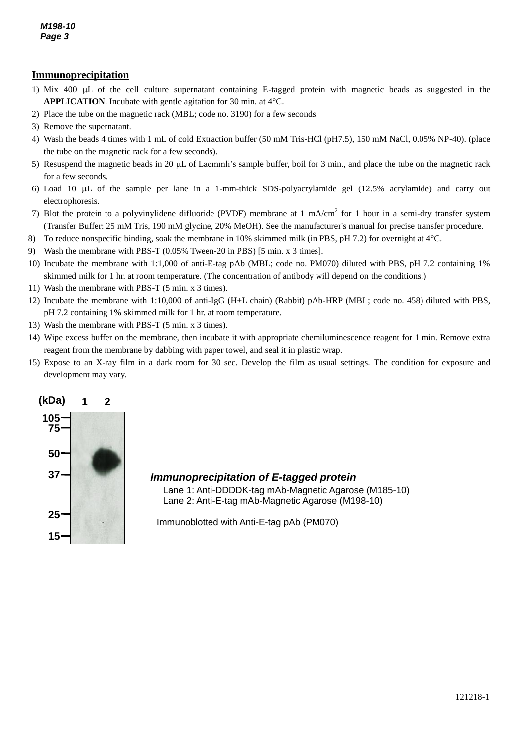## Immunoprecipitation

1) Mix 400 μL of the cell culture supernatant containing E-tagged protein with magnetic beads as suggested in the **APPLICATION**. Incubate with gentle agitation for 30 min. at 4°C.
2) Place the tube on the magnetic rack (MBL; code no. 3190) for a few seconds.
3) Remove the supernatant.
4) Wash the beads 4 times with 1 mL of cold Extraction buffer (50 mM Tris-HCl (pH7.5), 150 mM NaCl, 0.05% NP-40). (place the tube on the magnetic rack for a few seconds).
5) Resuspend the magnetic beads in 20 μL of Laemmli's sample buffer, boil for 3 min., and place the tube on the magnetic rack for a few seconds.
6) Load 10 μL of the sample per lane in a 1-mm-thick SDS-polyacrylamide gel (12.5% acrylamide) and carry out electrophoresis.
7) Blot the protein to a polyvinylidene difluoride (PVDF) membrane at 1 mA/cm$^2$ for 1 hour in a semi-dry transfer system (Transfer Buffer: 25 mM Tris, 190 mM glycine, 20% MeOH). See the manufacturer's manual for precise transfer procedure.
8) To reduce nonspecific binding, soak the membrane in 10% skimmed milk (in PBS, pH 7.2) for overnight at 4°C.
9) Wash the membrane with PBS-T (0.05% Tween-20 in PBS) [5 min. x 3 times].
10) Incubate the membrane with 1:1,000 of anti-E-tag pAb (MBL; code no. PM070) diluted with PBS, pH 7.2 containing 1% skimmed milk for 1 hr. at room temperature. (The concentration of antibody will depend on the conditions.)
11) Wash the membrane with PBS-T (5 min. x 3 times).
12) Incubate the membrane with 1:10,000 of anti-IgG (H+L chain) (Rabbit) pAb-HRP (MBL; code no. 458) diluted with PBS, pH 7.2 containing 1% skimmed milk for 1 hr. at room temperature.
13) Wash the membrane with PBS-T (5 min. x 3 times).
14) Wipe excess buffer on the membrane, then incubate it with appropriate chemiluminescence reagent for 1 min. Remove extra reagent from the membrane by dabbing with paper towel, and seal it in plastic wrap.
15) Expose to an X-ray film in a dark room for 30 sec. Develop the film as usual settings. The condition for exposure and development may vary.

(kDa) 1 2
105
75
50
37
25
15

***Immunoprecipitation of E-tagged protein***

Lane 1: Anti-DDDDK-tag mAb-Magnetic Agarose (M185-10)
Lane 2: Anti-E-tag mAb-Magnetic Agarose (M198-10)

Immunoblotted with Anti-E-tag pAb (PM070)